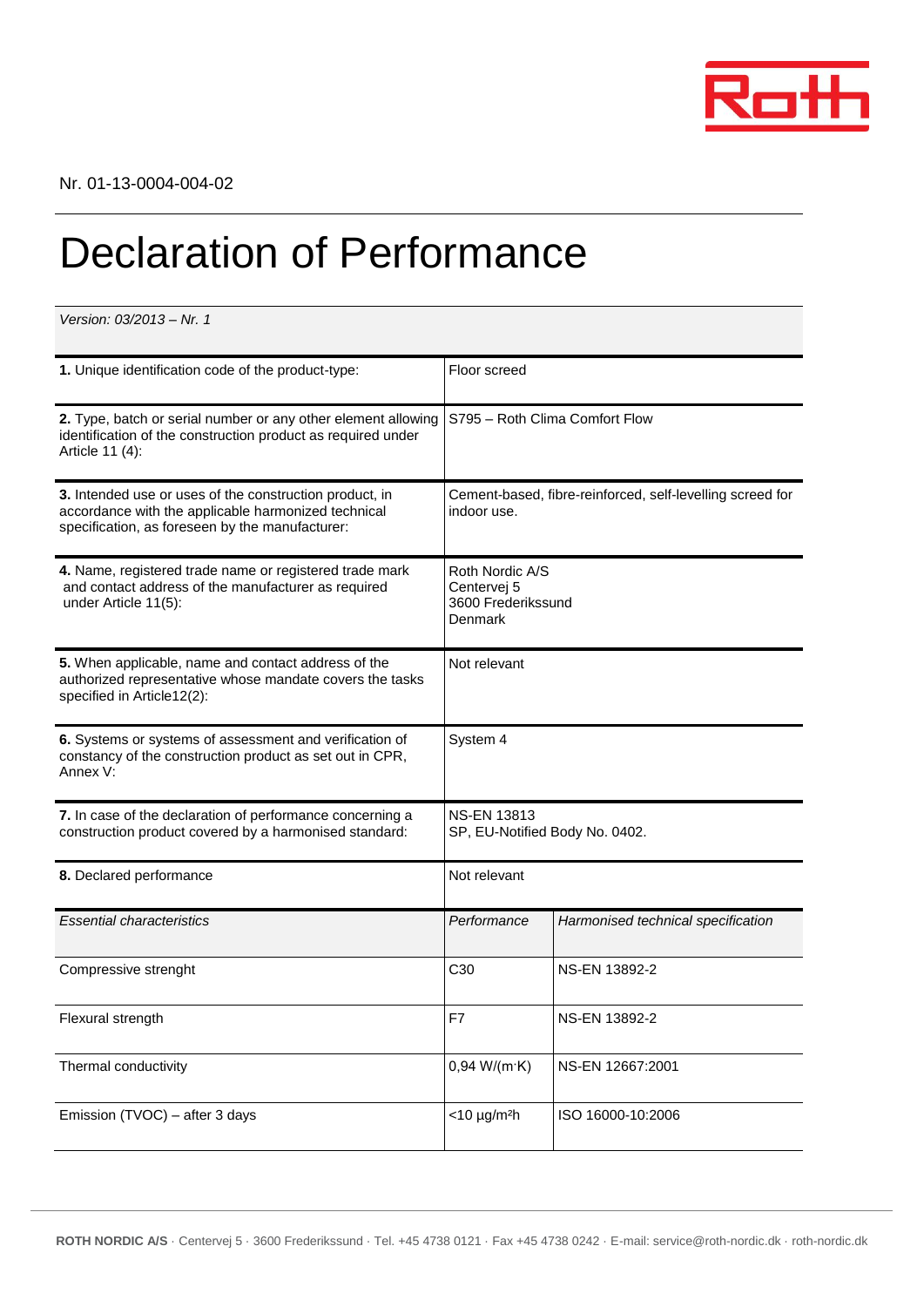Nr. 01-13-0004-004-02

# Declaration of Performance

*Version: 03/2013 – Nr. 1*

| | | |
|---|---|---|
| **1.** Unique identification code of the product-type: | Floor screed | |
| **2.** Type, batch or serial number or any other element allowing identification of the construction product as required under Article 11 (4): | S795 – Roth Clima Comfort Flow | |
| **3.** Intended use or uses of the construction product, in accordance with the applicable harmonized technical specification, as foreseen by the manufacturer: | Cement-based, fibre-reinforced, self-levelling screed for indoor use. | |
| **4.** Name, registered trade name or registered trade mark and contact address of the manufacturer as required under Article 11(5): | Roth Nordic A/S<br>Centervej 5<br>3600 Frederikssund<br>Denmark | |
| **5.** When applicable, name and contact address of the authorized representative whose mandate covers the tasks specified in Article12(2): | Not relevant | |
| **6.** Systems or systems of assessment and verification of constancy of the construction product as set out in CPR, Annex V: | System 4 | |
| **7.** In case of the declaration of performance concerning a construction product covered by a harmonised standard: | NS-EN 13813<br>SP, EU-Notified Body No. 0402. | |
| **8.** Declared performance | Not relevant | |
| *Essential characteristics* | *Performance* | *Harmonised technical specification* |
| Compressive strenght | C30 | NS-EN 13892-2 |
| Flexural strength | F7 | NS-EN 13892-2 |
| Thermal conductivity | 0,94 W/(m·K) | NS-EN 12667:2001 |
| Emission (TVOC) – after 3 days | <10 µg/m²h | ISO 16000-10:2006 |

**ROTH NORDIC A/S** · Centervej 5 · 3600 Frederikssund · Tel. +45 4738 0121 · Fax +45 4738 0242 · E-mail: service@roth-nordic.dk · roth-nordic.dk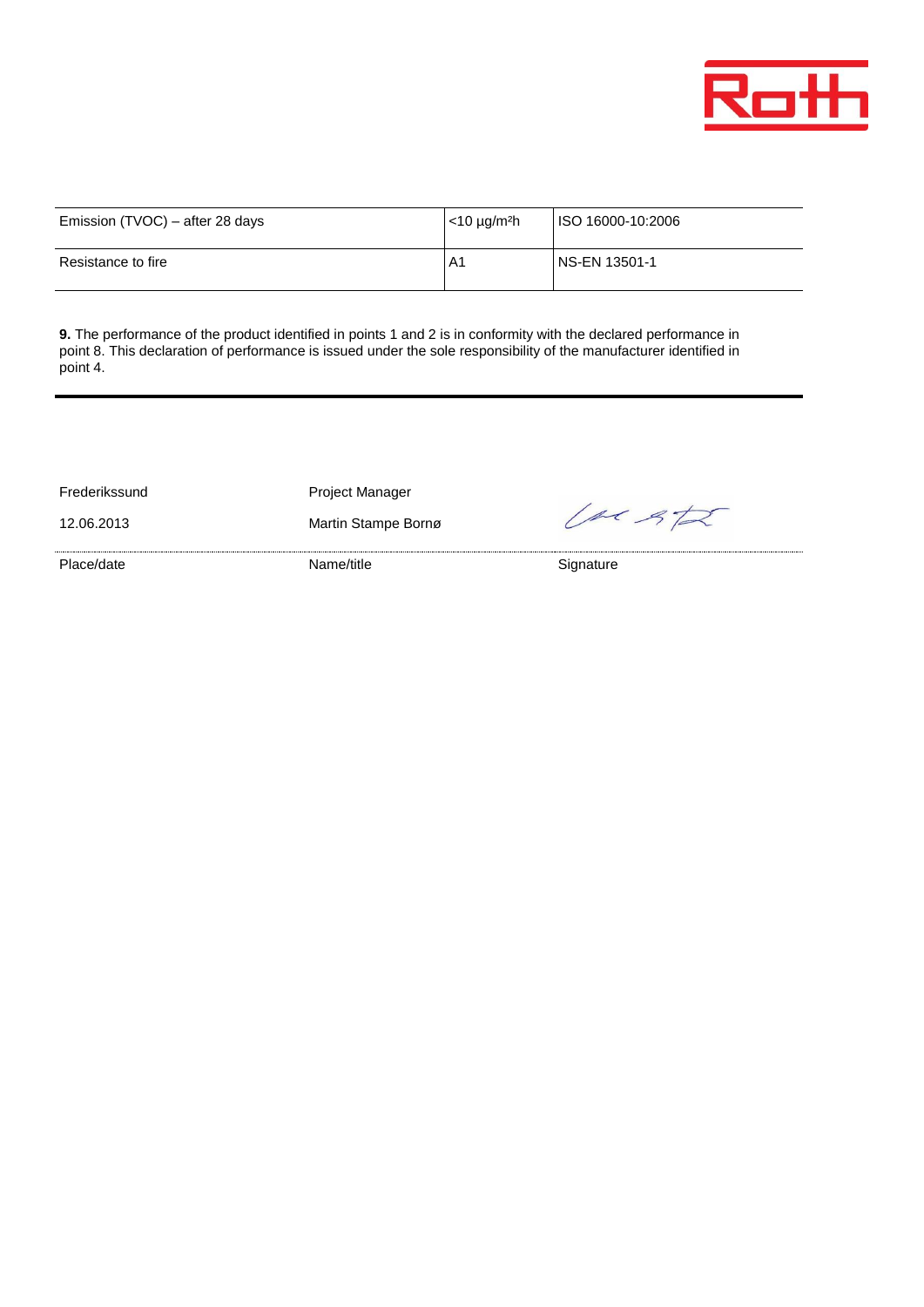| | | |
|---|---|---|
| Emission (TVOC) – after 28 days | <10 µg/m²h | ISO 16000-10:2006 |
| Resistance to fire | A1 | NS-EN 13501-1 |

**9.** The performance of the product identified in points 1 and 2 is in conformity with the declared performance in point 8. This declaration of performance is issued under the sole responsibility of the manufacturer identified in point 4.

| | | |
|---|---|---|
| Frederikssund<br>12.06.2013 | Project Manager<br>Martin Stampe Bornø | |
| Place/date | Name/title | Signature |